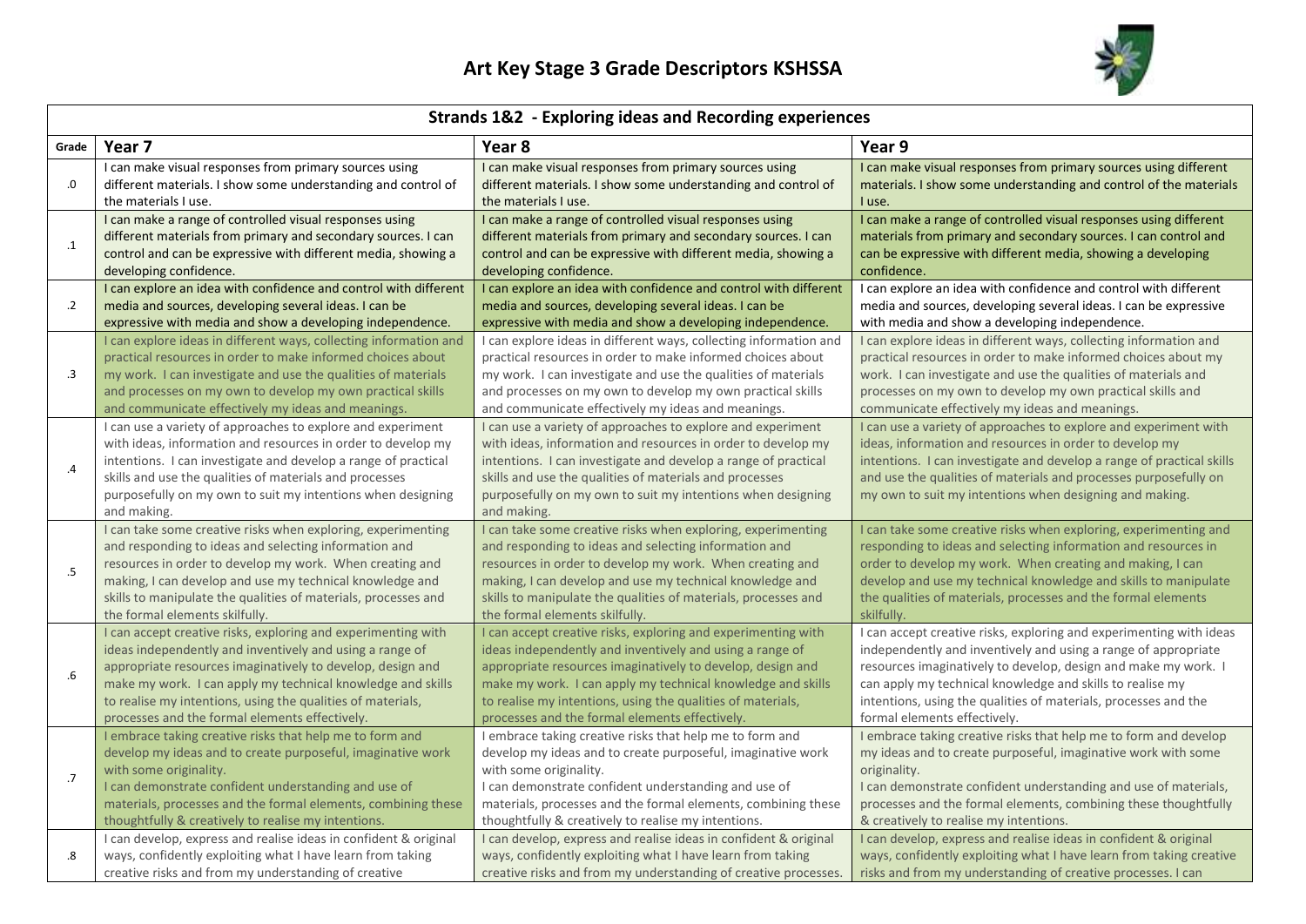# Art Key Stage 3 Grade Descriptors KSHSSA

| Strands 1&2 - Exploring ideas and Recording experiences | | | |
|---|---|---|---|
| **Grade** | **Year 7** | **Year 8** | **Year 9** |
| .0 | I can make visual responses from primary sources using different materials. I show some understanding and control of the materials I use. | I can make visual responses from primary sources using different materials. I show some understanding and control of the materials I use. | I can make visual responses from primary sources using different materials. I show some understanding and control of the materials I use. |
| .1 | I can make a range of controlled visual responses using different materials from primary and secondary sources. I can control and can be expressive with different media, showing a developing confidence. | I can make a range of controlled visual responses using different materials from primary and secondary sources. I can control and can be expressive with different media, showing a developing confidence. | I can make a range of controlled visual responses using different materials from primary and secondary sources. I can control and can be expressive with different media, showing a developing confidence. |
| .2 | I can explore an idea with confidence and control with different media and sources, developing several ideas. I can be expressive with media and show a developing independence. | I can explore an idea with confidence and control with different media and sources, developing several ideas. I can be expressive with media and show a developing independence. | I can explore an idea with confidence and control with different media and sources, developing several ideas. I can be expressive with media and show a developing independence. |
| .3 | I can explore ideas in different ways, collecting information and practical resources in order to make informed choices about my work. I can investigate and use the qualities of materials and processes on my own to develop my own practical skills and communicate effectively my ideas and meanings. | I can explore ideas in different ways, collecting information and practical resources in order to make informed choices about my work. I can investigate and use the qualities of materials and processes on my own to develop my own practical skills and communicate effectively my ideas and meanings. | I can explore ideas in different ways, collecting information and practical resources in order to make informed choices about my work. I can investigate and use the qualities of materials and processes on my own to develop my own practical skills and communicate effectively my ideas and meanings. |
| .4 | I can use a variety of approaches to explore and experiment with ideas, information and resources in order to develop my intentions. I can investigate and develop a range of practical skills and use the qualities of materials and processes purposefully on my own to suit my intentions when designing and making. | I can use a variety of approaches to explore and experiment with ideas, information and resources in order to develop my intentions. I can investigate and develop a range of practical skills and use the qualities of materials and processes purposefully on my own to suit my intentions when designing and making. | I can use a variety of approaches to explore and experiment with ideas, information and resources in order to develop my intentions. I can investigate and develop a range of practical skills and use the qualities of materials and processes purposefully on my own to suit my intentions when designing and making. |
| .5 | I can take some creative risks when exploring, experimenting and responding to ideas and selecting information and resources in order to develop my work. When creating and making, I can develop and use my technical knowledge and skills to manipulate the qualities of materials, processes and the formal elements skilfully. | I can take some creative risks when exploring, experimenting and responding to ideas and selecting information and resources in order to develop my work. When creating and making, I can develop and use my technical knowledge and skills to manipulate the qualities of materials, processes and the formal elements skilfully. | I can take some creative risks when exploring, experimenting and responding to ideas and selecting information and resources in order to develop my work. When creating and making, I can develop and use my technical knowledge and skills to manipulate the qualities of materials, processes and the formal elements skilfully. |
| .6 | I can accept creative risks, exploring and experimenting with ideas independently and inventively and using a range of appropriate resources imaginatively to develop, design and make my work. I can apply my technical knowledge and skills to realise my intentions, using the qualities of materials, processes and the formal elements effectively. | I can accept creative risks, exploring and experimenting with ideas independently and inventively and using a range of appropriate resources imaginatively to develop, design and make my work. I can apply my technical knowledge and skills to realise my intentions, using the qualities of materials, processes and the formal elements effectively. | I can accept creative risks, exploring and experimenting with ideas independently and inventively and using a range of appropriate resources imaginatively to develop, design and make my work. I can apply my technical knowledge and skills to realise my intentions, using the qualities of materials, processes and the formal elements effectively. |
| .7 | I embrace taking creative risks that help me to form and develop my ideas and to create purposeful, imaginative work with some originality.<br>I can demonstrate confident understanding and use of materials, processes and the formal elements, combining these thoughtfully & creatively to realise my intentions. | I embrace taking creative risks that help me to form and develop my ideas and to create purposeful, imaginative work with some originality.<br>I can demonstrate confident understanding and use of materials, processes and the formal elements, combining these thoughtfully & creatively to realise my intentions. | I embrace taking creative risks that help me to form and develop my ideas and to create purposeful, imaginative work with some originality.<br>I can demonstrate confident understanding and use of materials, processes and the formal elements, combining these thoughtfully & creatively to realise my intentions. |
| .8 | I can develop, express and realise ideas in confident & original ways, confidently exploiting what I have learn from taking creative risks and from my understanding of creative | I can develop, express and realise ideas in confident & original ways, confidently exploiting what I have learn from taking creative risks and from my understanding of creative processes. | I can develop, express and realise ideas in confident & original ways, confidently exploiting what I have learn from taking creative risks and from my understanding of creative processes. I can |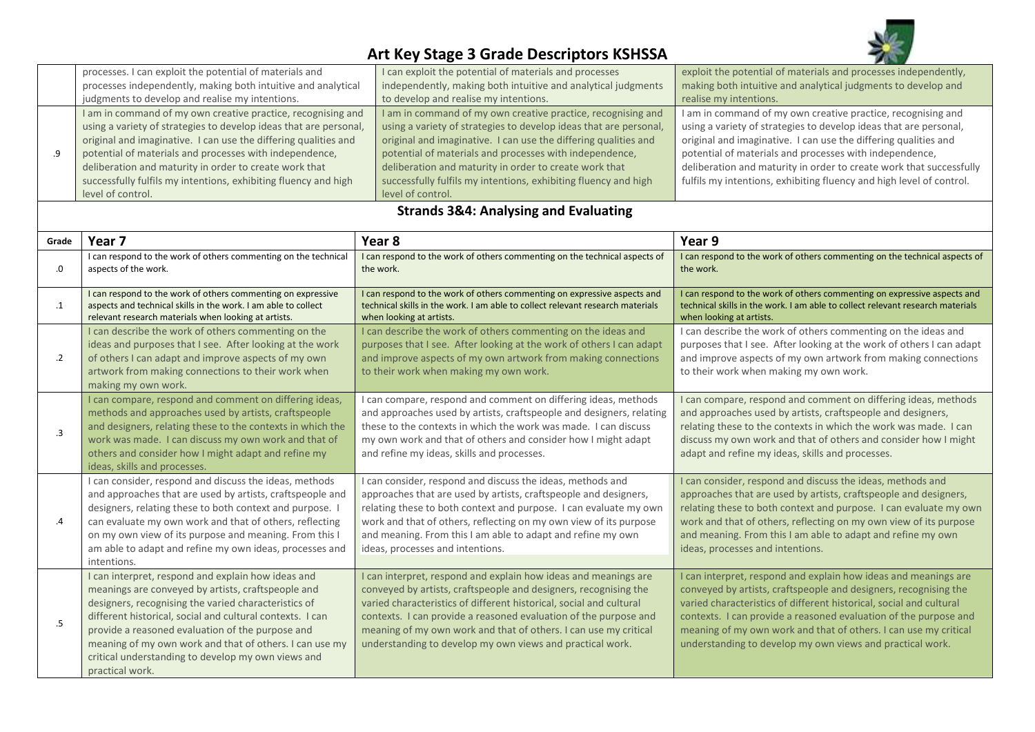# Art Key Stage 3 Grade Descriptors KSHSSA

| | | | |
|---|---|---|---|
| | processes. I can exploit the potential of materials and processes independently, making both intuitive and analytical judgments to develop and realise my intentions. | I can exploit the potential of materials and processes independently, making both intuitive and analytical judgments to develop and realise my intentions. | exploit the potential of materials and processes independently, making both intuitive and analytical judgments to develop and realise my intentions. |
| .9 | I am in command of my own creative practice, recognising and using a variety of strategies to develop ideas that are personal, original and imaginative. I can use the differing qualities and potential of materials and processes with independence, deliberation and maturity in order to create work that successfully fulfils my intentions, exhibiting fluency and high level of control. | I am in command of my own creative practice, recognising and using a variety of strategies to develop ideas that are personal, original and imaginative. I can use the differing qualities and potential of materials and processes with independence, deliberation and maturity in order to create work that successfully fulfils my intentions, exhibiting fluency and high level of control. | I am in command of my own creative practice, recognising and using a variety of strategies to develop ideas that are personal, original and imaginative. I can use the differing qualities and potential of materials and processes with independence, deliberation and maturity in order to create work that successfully fulfils my intentions, exhibiting fluency and high level of control. |

## Strands 3&4: Analysing and Evaluating

| Grade | Year 7 | Year 8 | Year 9 |
|---|---|---|---|
| .0 | I can respond to the work of others commenting on the technical aspects of the work. | I can respond to the work of others commenting on the technical aspects of the work. | I can respond to the work of others commenting on the technical aspects of the work. |
| .1 | I can respond to the work of others commenting on expressive aspects and technical skills in the work. I am able to collect relevant research materials when looking at artists. | I can respond to the work of others commenting on expressive aspects and technical skills in the work. I am able to collect relevant research materials when looking at artists. | I can respond to the work of others commenting on expressive aspects and technical skills in the work. I am able to collect relevant research materials when looking at artists. |
| .2 | I can describe the work of others commenting on the ideas and purposes that I see. After looking at the work of others I can adapt and improve aspects of my own artwork from making connections to their work when making my own work. | I can describe the work of others commenting on the ideas and purposes that I see. After looking at the work of others I can adapt and improve aspects of my own artwork from making connections to their work when making my own work. | I can describe the work of others commenting on the ideas and purposes that I see. After looking at the work of others I can adapt and improve aspects of my own artwork from making connections to their work when making my own work. |
| .3 | I can compare, respond and comment on differing ideas, methods and approaches used by artists, craftspeople and designers, relating these to the contexts in which the work was made. I can discuss my own work and that of others and consider how I might adapt and refine my ideas, skills and processes. | I can compare, respond and comment on differing ideas, methods and approaches used by artists, craftspeople and designers, relating these to the contexts in which the work was made. I can discuss my own work and that of others and consider how I might adapt and refine my ideas, skills and processes. | I can compare, respond and comment on differing ideas, methods and approaches used by artists, craftspeople and designers, relating these to the contexts in which the work was made. I can discuss my own work and that of others and consider how I might adapt and refine my ideas, skills and processes. |
| .4 | I can consider, respond and discuss the ideas, methods and approaches that are used by artists, craftspeople and designers, relating these to both context and purpose. I can evaluate my own work and that of others, reflecting on my own view of its purpose and meaning. From this I am able to adapt and refine my own ideas, processes and intentions. | I can consider, respond and discuss the ideas, methods and approaches that are used by artists, craftspeople and designers, relating these to both context and purpose. I can evaluate my own work and that of others, reflecting on my own view of its purpose and meaning. From this I am able to adapt and refine my own ideas, processes and intentions. | I can consider, respond and discuss the ideas, methods and approaches that are used by artists, craftspeople and designers, relating these to both context and purpose. I can evaluate my own work and that of others, reflecting on my own view of its purpose and meaning. From this I am able to adapt and refine my own ideas, processes and intentions. |
| .5 | I can interpret, respond and explain how ideas and meanings are conveyed by artists, craftspeople and designers, recognising the varied characteristics of different historical, social and cultural contexts. I can provide a reasoned evaluation of the purpose and meaning of my own work and that of others. I can use my critical understanding to develop my own views and practical work. | I can interpret, respond and explain how ideas and meanings are conveyed by artists, craftspeople and designers, recognising the varied characteristics of different historical, social and cultural contexts. I can provide a reasoned evaluation of the purpose and meaning of my own work and that of others. I can use my critical understanding to develop my own views and practical work. | I can interpret, respond and explain how ideas and meanings are conveyed by artists, craftspeople and designers, recognising the varied characteristics of different historical, social and cultural contexts. I can provide a reasoned evaluation of the purpose and meaning of my own work and that of others. I can use my critical understanding to develop my own views and practical work. |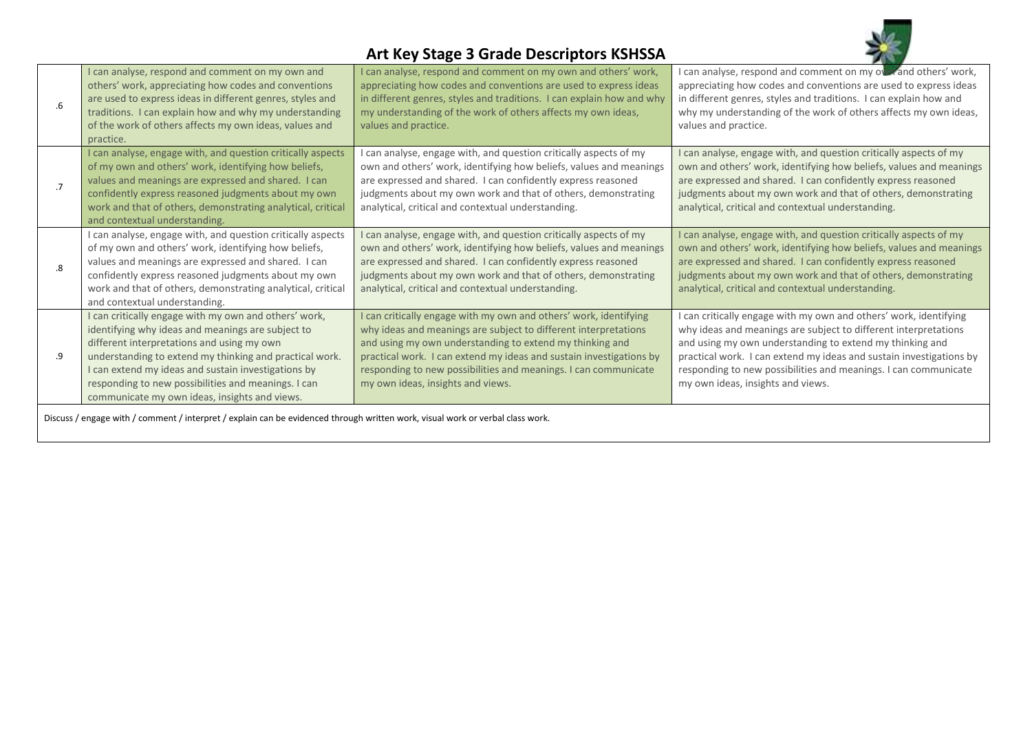# Art Key Stage 3 Grade Descriptors KSHSSA

| | | | |
|---|---|---|---|
| .6 | I can analyse, respond and comment on my own and others' work, appreciating how codes and conventions are used to express ideas in different genres, styles and traditions. I can explain how and why my understanding of the work of others affects my own ideas, values and practice. | I can analyse, respond and comment on my own and others' work, appreciating how codes and conventions are used to express ideas in different genres, styles and traditions. I can explain how and why my understanding of the work of others affects my own ideas, values and practice. | I can analyse, respond and comment on my own and others' work, appreciating how codes and conventions are used to express ideas in different genres, styles and traditions. I can explain how and why my understanding of the work of others affects my own ideas, values and practice. |
| .7 | I can analyse, engage with, and question critically aspects of my own and others' work, identifying how beliefs, values and meanings are expressed and shared. I can confidently express reasoned judgments about my own work and that of others, demonstrating analytical, critical and contextual understanding. | I can analyse, engage with, and question critically aspects of my own and others' work, identifying how beliefs, values and meanings are expressed and shared. I can confidently express reasoned judgments about my own work and that of others, demonstrating analytical, critical and contextual understanding. | I can analyse, engage with, and question critically aspects of my own and others' work, identifying how beliefs, values and meanings are expressed and shared. I can confidently express reasoned judgments about my own work and that of others, demonstrating analytical, critical and contextual understanding. |
| .8 | I can analyse, engage with, and question critically aspects of my own and others' work, identifying how beliefs, values and meanings are expressed and shared. I can confidently express reasoned judgments about my own work and that of others, demonstrating analytical, critical and contextual understanding. | I can analyse, engage with, and question critically aspects of my own and others' work, identifying how beliefs, values and meanings are expressed and shared. I can confidently express reasoned judgments about my own work and that of others, demonstrating analytical, critical and contextual understanding. | I can analyse, engage with, and question critically aspects of my own and others' work, identifying how beliefs, values and meanings are expressed and shared. I can confidently express reasoned judgments about my own work and that of others, demonstrating analytical, critical and contextual understanding. |
| .9 | I can critically engage with my own and others' work, identifying why ideas and meanings are subject to different interpretations and using my own understanding to extend my thinking and practical work. I can extend my ideas and sustain investigations by responding to new possibilities and meanings. I can communicate my own ideas, insights and views. | I can critically engage with my own and others' work, identifying why ideas and meanings are subject to different interpretations and using my own understanding to extend my thinking and practical work. I can extend my ideas and sustain investigations by responding to new possibilities and meanings. I can communicate my own ideas, insights and views. | I can critically engage with my own and others' work, identifying why ideas and meanings are subject to different interpretations and using my own understanding to extend my thinking and practical work. I can extend my ideas and sustain investigations by responding to new possibilities and meanings. I can communicate my own ideas, insights and views. |

Discuss / engage with / comment / interpret / explain can be evidenced through written work, visual work or verbal class work.